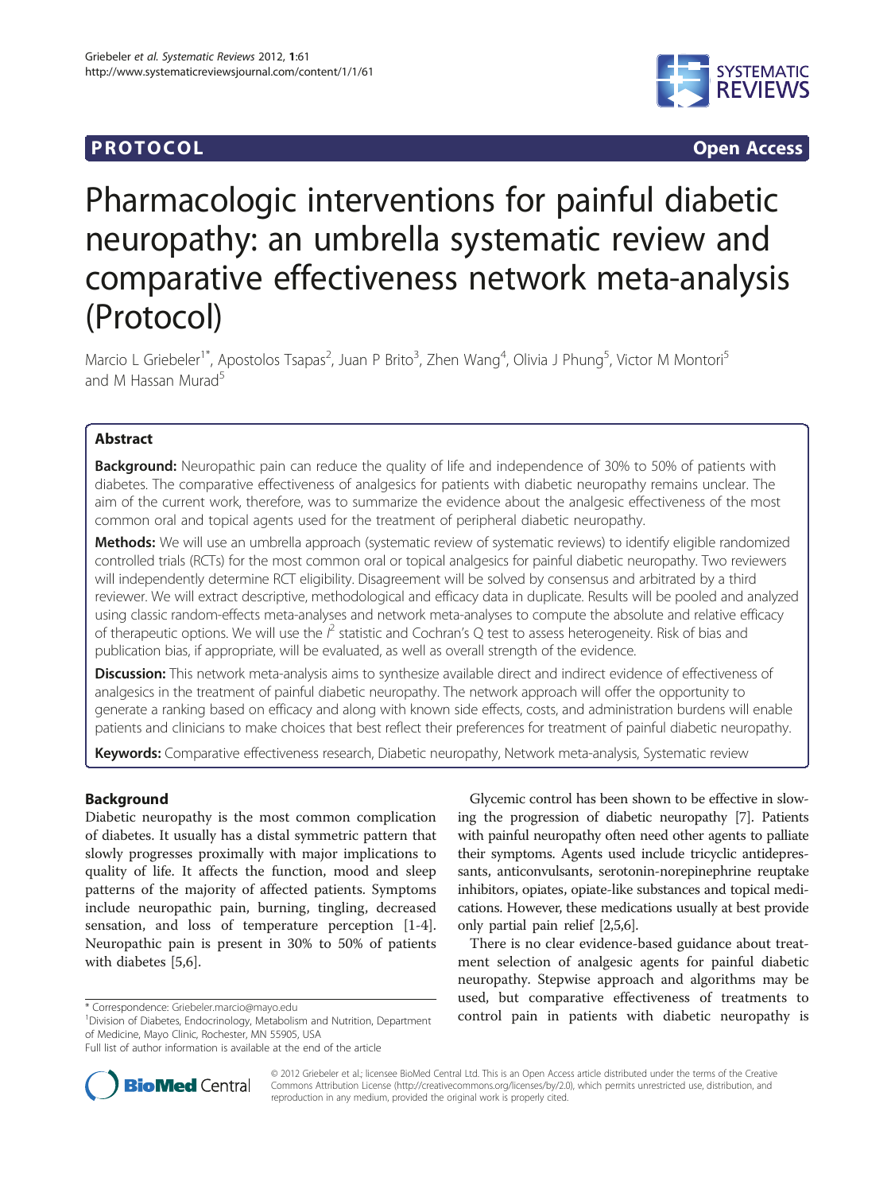**PROTOCOL** **Open Access**

# Pharmacologic interventions for painful diabetic neuropathy: an umbrella systematic review and comparative effectiveness network meta-analysis (Protocol)

Marcio L Griebeler[1*], Apostolos Tsapas[2], Juan P Brito[3], Zhen Wang[4], Olivia J Phung[5], Victor M Montori[5] and M Hassan Murad[5]

## Abstract

**Background:** Neuropathic pain can reduce the quality of life and independence of 30% to 50% of patients with diabetes. The comparative effectiveness of analgesics for patients with diabetic neuropathy remains unclear. The aim of the current work, therefore, was to summarize the evidence about the analgesic effectiveness of the most common oral and topical agents used for the treatment of peripheral diabetic neuropathy.

**Methods:** We will use an umbrella approach (systematic review of systematic reviews) to identify eligible randomized controlled trials (RCTs) for the most common oral or topical analgesics for painful diabetic neuropathy. Two reviewers will independently determine RCT eligibility. Disagreement will be solved by consensus and arbitrated by a third reviewer. We will extract descriptive, methodological and efficacy data in duplicate. Results will be pooled and analyzed using classic random-effects meta-analyses and network meta-analyses to compute the absolute and relative efficacy of therapeutic options. We will use the $I^2$ statistic and Cochran's Q test to assess heterogeneity. Risk of bias and publication bias, if appropriate, will be evaluated, as well as overall strength of the evidence.

**Discussion:** This network meta-analysis aims to synthesize available direct and indirect evidence of effectiveness of analgesics in the treatment of painful diabetic neuropathy. The network approach will offer the opportunity to generate a ranking based on efficacy and along with known side effects, costs, and administration burdens will enable patients and clinicians to make choices that best reflect their preferences for treatment of painful diabetic neuropathy.

**Keywords:** Comparative effectiveness research, Diabetic neuropathy, Network meta-analysis, Systematic review

## Background

Diabetic neuropathy is the most common complication of diabetes. It usually has a distal symmetric pattern that slowly progresses proximally with major implications to quality of life. It affects the function, mood and sleep patterns of the majority of affected patients. Symptoms include neuropathic pain, burning, tingling, decreased sensation, and loss of temperature perception [1-4]. Neuropathic pain is present in 30% to 50% of patients with diabetes [5,6].

Glycemic control has been shown to be effective in slowing the progression of diabetic neuropathy [7]. Patients with painful neuropathy often need other agents to palliate their symptoms. Agents used include tricyclic antidepressants, anticonvulsants, serotonin-norepinephrine reuptake inhibitors, opiates, opiate-like substances and topical medications. However, these medications usually at best provide only partial pain relief [2,5,6].

There is no clear evidence-based guidance about treatment selection of analgesic agents for painful diabetic neuropathy. Stepwise approach and algorithms may be used, but comparative effectiveness of treatments to control pain in patients with diabetic neuropathy is

\* Correspondence: Griebeler.marcio@mayo.edu
[1]Division of Diabetes, Endocrinology, Metabolism and Nutrition, Department of Medicine, Mayo Clinic, Rochester, MN 55905, USA
Full list of author information is available at the end of the article

© 2012 Griebeler et al.; licensee BioMed Central Ltd. This is an Open Access article distributed under the terms of the Creative Commons Attribution License (http://creativecommons.org/licenses/by/2.0), which permits unrestricted use, distribution, and reproduction in any medium, provided the original work is properly cited.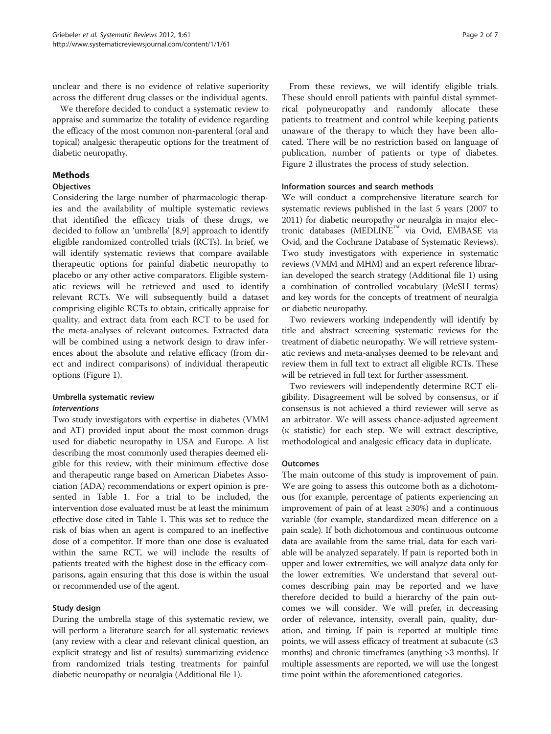unclear and there is no evidence of relative superiority across the different drug classes or the individual agents.

We therefore decided to conduct a systematic review to appraise and summarize the totality of evidence regarding the efficacy of the most common non-parenteral (oral and topical) analgesic therapeutic options for the treatment of diabetic neuropathy.

## Methods

### Objectives

Considering the large number of pharmacologic therapies and the availability of multiple systematic reviews that identified the efficacy trials of these drugs, we decided to follow an 'umbrella' [8,9] approach to identify eligible randomized controlled trials (RCTs). In brief, we will identify systematic reviews that compare available therapeutic options for painful diabetic neuropathy to placebo or any other active comparators. Eligible systematic reviews will be retrieved and used to identify relevant RCTs. We will subsequently build a dataset comprising eligible RCTs to obtain, critically appraise for quality, and extract data from each RCT to be used for the meta-analyses of relevant outcomes. Extracted data will be combined using a network design to draw inferences about the absolute and relative efficacy (from direct and indirect comparisons) of individual therapeutic options (Figure 1).

### Umbrella systematic review

#### *Interventions*

Two study investigators with expertise in diabetes (VMM and AT) provided input about the most common drugs used for diabetic neuropathy in USA and Europe. A list describing the most commonly used therapies deemed eligible for this review, with their minimum effective dose and therapeutic range based on American Diabetes Association (ADA) recommendations or expert opinion is presented in Table 1. For a trial to be included, the intervention dose evaluated must be at least the minimum effective dose cited in Table 1. This was set to reduce the risk of bias when an agent is compared to an ineffective dose of a competitor. If more than one dose is evaluated within the same RCT, we will include the results of patients treated with the highest dose in the efficacy comparisons, again ensuring that this dose is within the usual or recommended use of the agent.

### Study design

During the umbrella stage of this systematic review, we will perform a literature search for all systematic reviews (any review with a clear and relevant clinical question, an explicit strategy and list of results) summarizing evidence from randomized trials testing treatments for painful diabetic neuropathy or neuralgia (Additional file 1).

From these reviews, we will identify eligible trials. These should enroll patients with painful distal symmetrical polyneuropathy and randomly allocate these patients to treatment and control while keeping patients unaware of the therapy to which they have been allocated. There will be no restriction based on language of publication, number of patients or type of diabetes. Figure 2 illustrates the process of study selection.

### Information sources and search methods

We will conduct a comprehensive literature search for systematic reviews published in the last 5 years (2007 to 2011) for diabetic neuropathy or neuralgia in major electronic databases (MEDLINE™ via Ovid, EMBASE via Ovid, and the Cochrane Database of Systematic Reviews). Two study investigators with experience in systematic reviews (VMM and MHM) and an expert reference librarian developed the search strategy (Additional file 1) using a combination of controlled vocabulary (MeSH terms) and key words for the concepts of treatment of neuralgia or diabetic neuropathy.

Two reviewers working independently will identify by title and abstract screening systematic reviews for the treatment of diabetic neuropathy. We will retrieve systematic reviews and meta-analyses deemed to be relevant and review them in full text to extract all eligible RCTs. These will be retrieved in full text for further assessment.

Two reviewers will independently determine RCT eligibility. Disagreement will be solved by consensus, or if consensus is not achieved a third reviewer will serve as an arbitrator. We will assess chance-adjusted agreement ($\kappa$ statistic) for each step. We will extract descriptive, methodological and analgesic efficacy data in duplicate.

### Outcomes

The main outcome of this study is improvement of pain. We are going to assess this outcome both as a dichotomous (for example, percentage of patients experiencing an improvement of pain of at least $\geq$30%) and a continuous variable (for example, standardized mean difference on a pain scale). If both dichotomous and continuous outcome data are available from the same trial, data for each variable will be analyzed separately. If pain is reported both in upper and lower extremities, we will analyze data only for the lower extremities. We understand that several outcomes describing pain may be reported and we have therefore decided to build a hierarchy of the pain outcomes we will consider. We will prefer, in decreasing order of relevance, intensity, overall pain, quality, duration, and timing. If pain is reported at multiple time points, we will assess efficacy of treatment at subacute ($\leq$3 months) and chronic timeframes (anything >3 months). If multiple assessments are reported, we will use the longest time point within the aforementioned categories.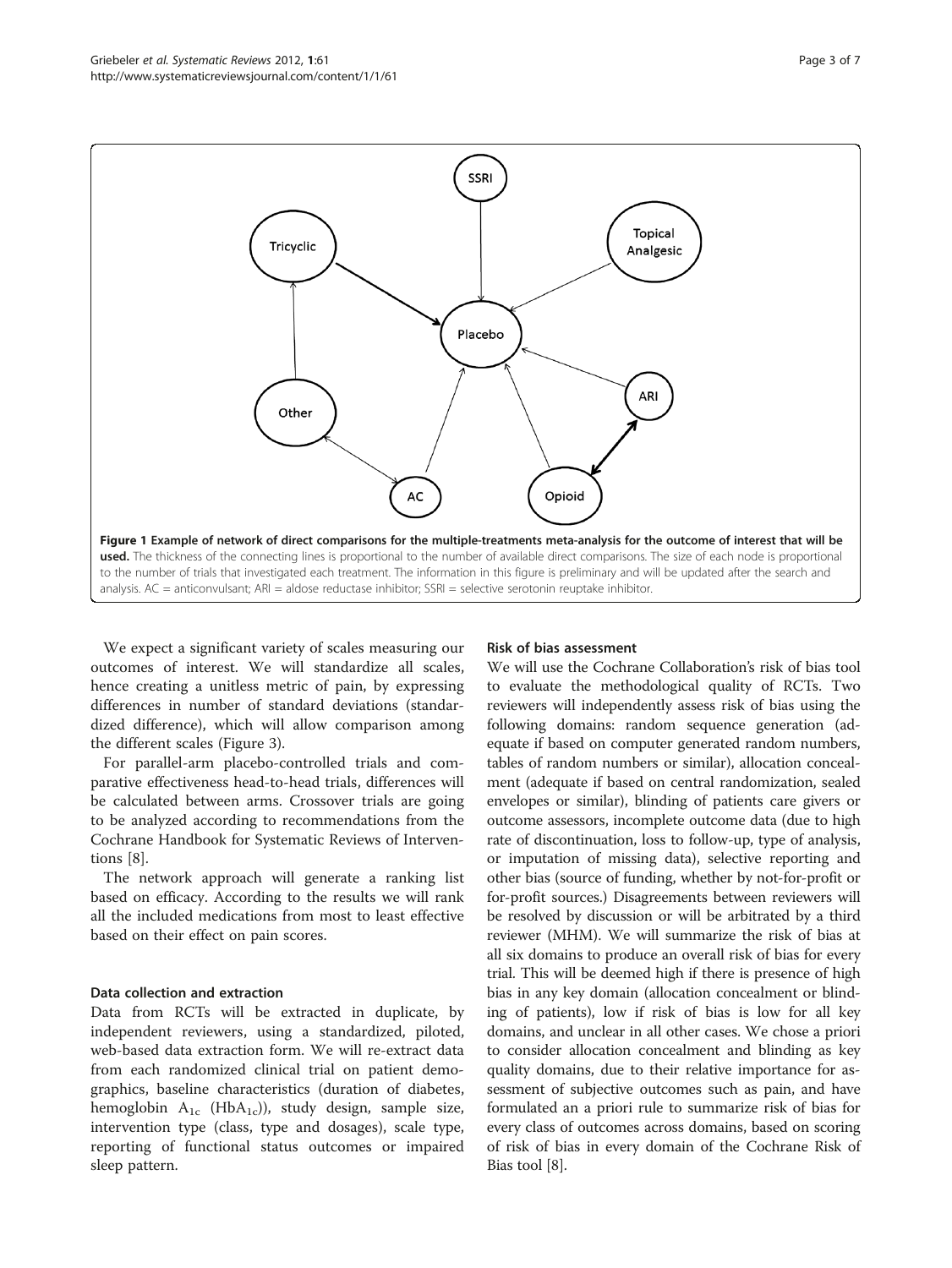**Figure 1 Example of network of direct comparisons for the multiple-treatments meta-analysis for the outcome of interest that will be used.** The thickness of the connecting lines is proportional to the number of available direct comparisons. The size of each node is proportional to the number of trials that investigated each treatment. The information in this figure is preliminary and will be updated after the search and analysis. AC = anticonvulsant; ARI = aldose reductase inhibitor; SSRI = selective serotonin reuptake inhibitor.

We expect a significant variety of scales measuring our outcomes of interest. We will standardize all scales, hence creating a unitless metric of pain, by expressing differences in number of standard deviations (standardized difference), which will allow comparison among the different scales (Figure 3).

For parallel-arm placebo-controlled trials and comparative effectiveness head-to-head trials, differences will be calculated between arms. Crossover trials are going to be analyzed according to recommendations from the Cochrane Handbook for Systematic Reviews of Interventions [8].

The network approach will generate a ranking list based on efficacy. According to the results we will rank all the included medications from most to least effective based on their effect on pain scores.

### Data collection and extraction

Data from RCTs will be extracted in duplicate, by independent reviewers, using a standardized, piloted, web-based data extraction form. We will re-extract data from each randomized clinical trial on patient demographics, baseline characteristics (duration of diabetes, hemoglobin $A_{1c}$ ($HbA_{1c}$)), study design, sample size, intervention type (class, type and dosages), scale type, reporting of functional status outcomes or impaired sleep pattern.

### Risk of bias assessment

We will use the Cochrane Collaboration's risk of bias tool to evaluate the methodological quality of RCTs. Two reviewers will independently assess risk of bias using the following domains: random sequence generation (adequate if based on computer generated random numbers, tables of random numbers or similar), allocation concealment (adequate if based on central randomization, sealed envelopes or similar), blinding of patients care givers or outcome assessors, incomplete outcome data (due to high rate of discontinuation, loss to follow-up, type of analysis, or imputation of missing data), selective reporting and other bias (source of funding, whether by not-for-profit or for-profit sources.) Disagreements between reviewers will be resolved by discussion or will be arbitrated by a third reviewer (MHM). We will summarize the risk of bias at all six domains to produce an overall risk of bias for every trial. This will be deemed high if there is presence of high bias in any key domain (allocation concealment or blinding of patients), low if risk of bias is low for all key domains, and unclear in all other cases. We chose a priori to consider allocation concealment and blinding as key quality domains, due to their relative importance for assessment of subjective outcomes such as pain, and have formulated an a priori rule to summarize risk of bias for every class of outcomes across domains, based on scoring of risk of bias in every domain of the Cochrane Risk of Bias tool [8].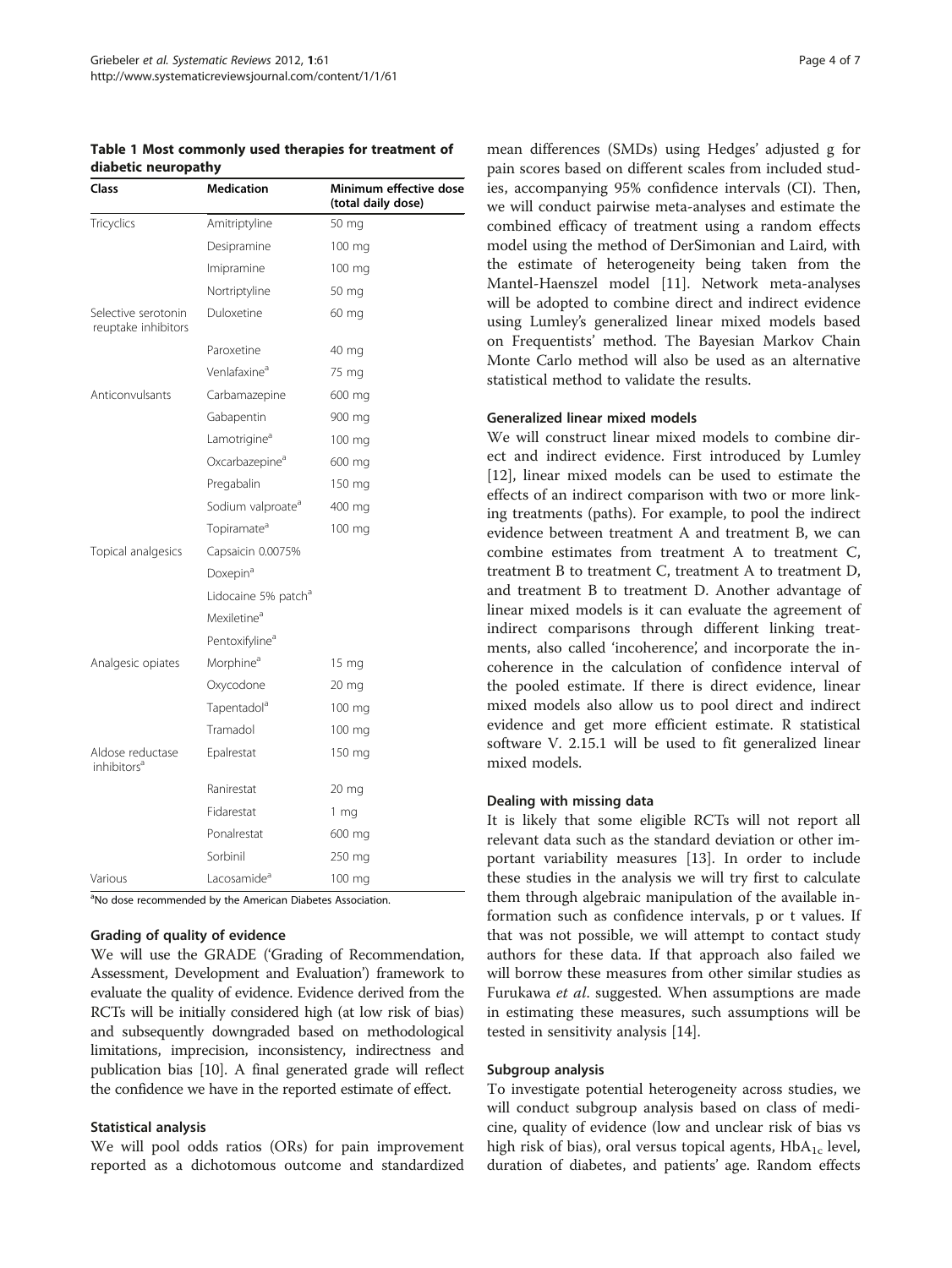**Table 1 Most commonly used therapies for treatment of diabetic neuropathy**

| Class | Medication | Minimum effective dose (total daily dose) |
| --- | --- | --- |
| Tricyclics | Amitriptyline | 50 mg |
| | Desipramine | 100 mg |
| | Imipramine | 100 mg |
| | Nortriptyline | 50 mg |
| Selective serotonin reuptake inhibitors | Duloxetine | 60 mg |
| | Paroxetine | 40 mg |
| | Venlafaxine[a] | 75 mg |
| Anticonvulsants | Carbamazepine | 600 mg |
| | Gabapentin | 900 mg |
| | Lamotrigine[a] | 100 mg |
| | Oxcarbazepine[a] | 600 mg |
| | Pregabalin | 150 mg |
| | Sodium valproate[a] | 400 mg |
| | Topiramate[a] | 100 mg |
| Topical analgesics | Capsaicin 0.0075% | |
| | Doxepin[a] | |
| | Lidocaine 5% patch[a] | |
| | Mexiletine[a] | |
| | Pentoxifyline[a] | |
| Analgesic opiates | Morphine[a] | 15 mg |
| | Oxycodone | 20 mg |
| | Tapentadol[a] | 100 mg |
| | Tramadol | 100 mg |
| Aldose reductase inhibitors[a] | Epalrestat | 150 mg |
| | Ranirestat | 20 mg |
| | Fidarestat | 1 mg |
| | Ponalrestat | 600 mg |
| | Sorbinil | 250 mg |
| Various | Lacosamide[a] | 100 mg |

[a]No dose recommended by the American Diabetes Association.

### Grading of quality of evidence

We will use the GRADE ('Grading of Recommendation, Assessment, Development and Evaluation') framework to evaluate the quality of evidence. Evidence derived from the RCTs will be initially considered high (at low risk of bias) and subsequently downgraded based on methodological limitations, imprecision, inconsistency, indirectness and publication bias [10]. A final generated grade will reflect the confidence we have in the reported estimate of effect.

### Statistical analysis

We will pool odds ratios (ORs) for pain improvement reported as a dichotomous outcome and standardized mean differences (SMDs) using Hedges' adjusted g for pain scores based on different scales from included studies, accompanying 95% confidence intervals (CI). Then, we will conduct pairwise meta-analyses and estimate the combined efficacy of treatment using a random effects model using the method of DerSimonian and Laird, with the estimate of heterogeneity being taken from the Mantel-Haenszel model [11]. Network meta-analyses will be adopted to combine direct and indirect evidence using Lumley's generalized linear mixed models based on Frequentists' method. The Bayesian Markov Chain Monte Carlo method will also be used as an alternative statistical method to validate the results.

### Generalized linear mixed models

We will construct linear mixed models to combine direct and indirect evidence. First introduced by Lumley [12], linear mixed models can be used to estimate the effects of an indirect comparison with two or more linking treatments (paths). For example, to pool the indirect evidence between treatment A and treatment B, we can combine estimates from treatment A to treatment C, treatment B to treatment C, treatment A to treatment D, and treatment B to treatment D. Another advantage of linear mixed models is it can evaluate the agreement of indirect comparisons through different linking treatments, also called 'incoherence', and incorporate the incoherence in the calculation of confidence interval of the pooled estimate. If there is direct evidence, linear mixed models also allow us to pool direct and indirect evidence and get more efficient estimate. R statistical software V. 2.15.1 will be used to fit generalized linear mixed models.

### Dealing with missing data

It is likely that some eligible RCTs will not report all relevant data such as the standard deviation or other important variability measures [13]. In order to include these studies in the analysis we will try first to calculate them through algebraic manipulation of the available information such as confidence intervals, p or t values. If that was not possible, we will attempt to contact study authors for these data. If that approach also failed we will borrow these measures from other similar studies as Furukawa *et al*. suggested. When assumptions are made in estimating these measures, such assumptions will be tested in sensitivity analysis [14].

### Subgroup analysis

To investigate potential heterogeneity across studies, we will conduct subgroup analysis based on class of medicine, quality of evidence (low and unclear risk of bias vs high risk of bias), oral versus topical agents, $HbA_{1c}$ level, duration of diabetes, and patients' age. Random effects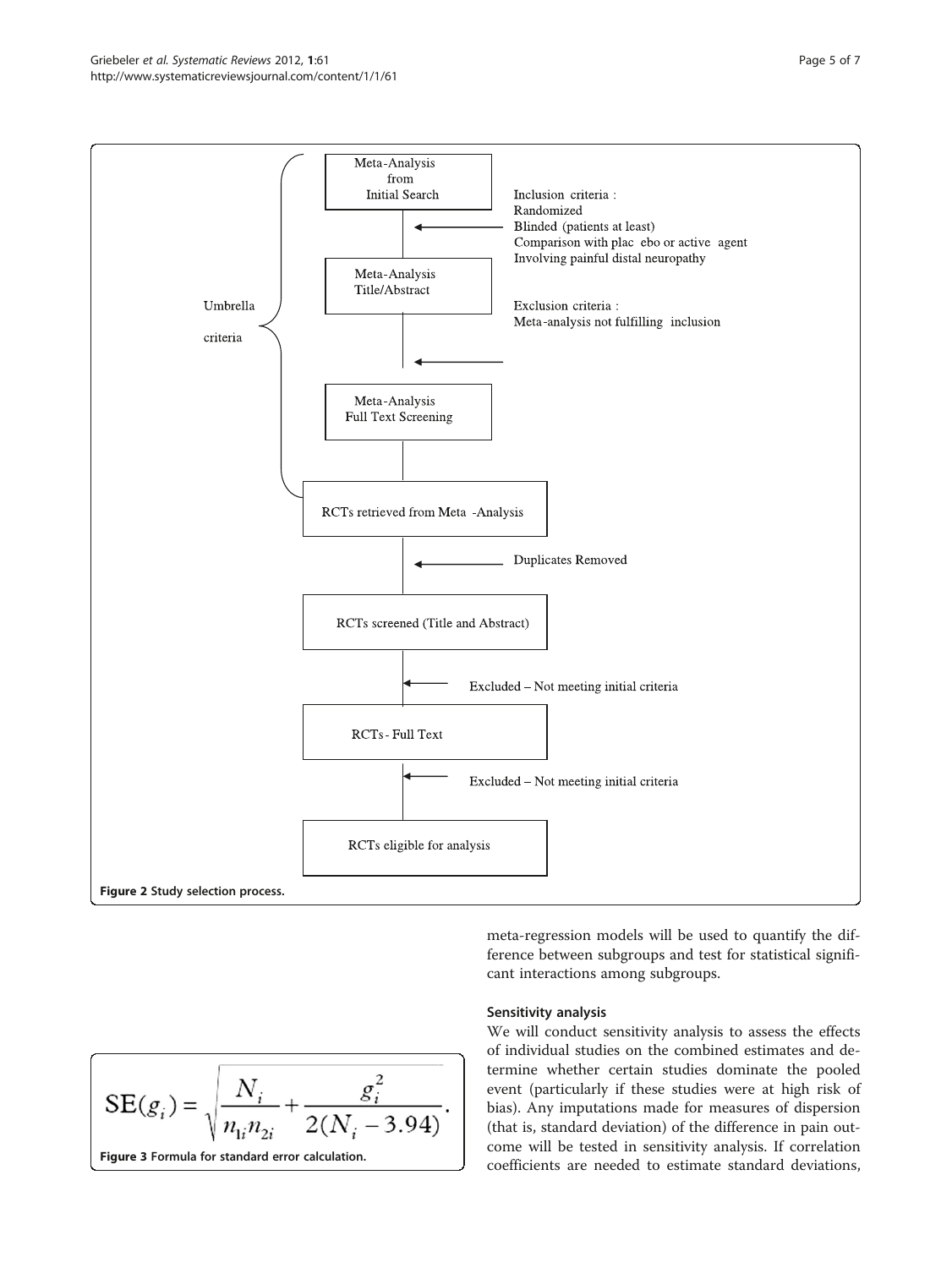Meta-Analysis from Initial Search

Inclusion criteria :
Randomized
Blinded (patients at least)
Comparison with placebo or active agent
Involving painful distal neuropathy

Meta-Analysis Title/Abstract

Exclusion criteria :
Meta-analysis not fulfilling inclusion

Meta-Analysis Full Text Screening

Umbrella criteria

RCTs retrieved from Meta-Analysis

Duplicates Removed

RCTs screened (Title and Abstract)

Excluded – Not meeting initial criteria

RCTs - Full Text

Excluded – Not meeting initial criteria

RCTs eligible for analysis

**Figure 2** Study selection process.

$$\mathrm{SE}(g_i) = \sqrt{\frac{N_i}{n_{1i}n_{2i}} + \frac{g_i^2}{2(N_i - 3.94)}}.$$

**Figure 3** Formula for standard error calculation.

meta-regression models will be used to quantify the difference between subgroups and test for statistical significant interactions among subgroups.

### Sensitivity analysis

We will conduct sensitivity analysis to assess the effects of individual studies on the combined estimates and determine whether certain studies dominate the pooled event (particularly if these studies were at high risk of bias). Any imputations made for measures of dispersion (that is, standard deviation) of the difference in pain outcome will be tested in sensitivity analysis. If correlation coefficients are needed to estimate standard deviations,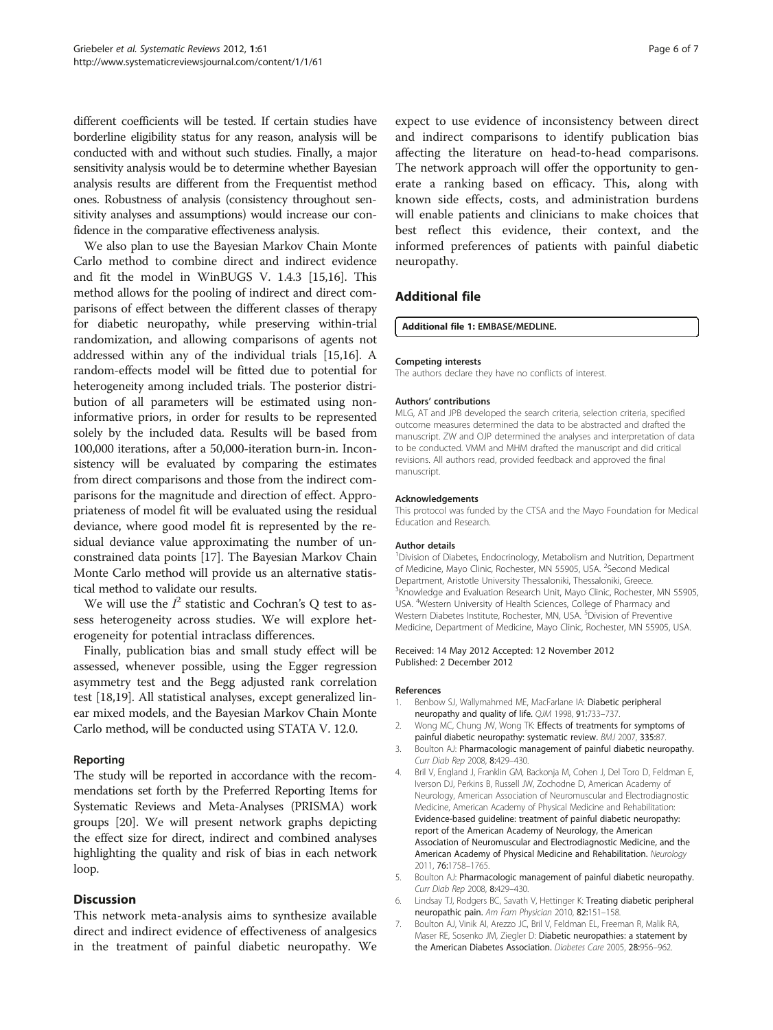different coefficients will be tested. If certain studies have borderline eligibility status for any reason, analysis will be conducted with and without such studies. Finally, a major sensitivity analysis would be to determine whether Bayesian analysis results are different from the Frequentist method ones. Robustness of analysis (consistency throughout sensitivity analyses and assumptions) would increase our confidence in the comparative effectiveness analysis.

We also plan to use the Bayesian Markov Chain Monte Carlo method to combine direct and indirect evidence and fit the model in WinBUGS V. 1.4.3 [15,16]. This method allows for the pooling of indirect and direct comparisons of effect between the different classes of therapy for diabetic neuropathy, while preserving within-trial randomization, and allowing comparisons of agents not addressed within any of the individual trials [15,16]. A random-effects model will be fitted due to potential for heterogeneity among included trials. The posterior distribution of all parameters will be estimated using non-informative priors, in order for results to be represented solely by the included data. Results will be based from 100,000 iterations, after a 50,000-iteration burn-in. Inconsistency will be evaluated by comparing the estimates from direct comparisons and those from the indirect comparisons for the magnitude and direction of effect. Appropriateness of model fit will be evaluated using the residual deviance, where good model fit is represented by the residual deviance value approximating the number of unconstrained data points [17]. The Bayesian Markov Chain Monte Carlo method will provide us an alternative statistical method to validate our results.

We will use the $I^2$ statistic and Cochran's Q test to assess heterogeneity across studies. We will explore heterogeneity for potential intraclass differences.

Finally, publication bias and small study effect will be assessed, whenever possible, using the Egger regression asymmetry test and the Begg adjusted rank correlation test [18,19]. All statistical analyses, except generalized linear mixed models, and the Bayesian Markov Chain Monte Carlo method, will be conducted using STATA V. 12.0.

### Reporting

The study will be reported in accordance with the recommendations set forth by the Preferred Reporting Items for Systematic Reviews and Meta-Analyses (PRISMA) work groups [20]. We will present network graphs depicting the effect size for direct, indirect and combined analyses highlighting the quality and risk of bias in each network loop.

## Discussion

This network meta-analysis aims to synthesize available direct and indirect evidence of effectiveness of analgesics in the treatment of painful diabetic neuropathy. We expect to use evidence of inconsistency between direct and indirect comparisons to identify publication bias affecting the literature on head-to-head comparisons. The network approach will offer the opportunity to generate a ranking based on efficacy. This, along with known side effects, costs, and administration burdens will enable patients and clinicians to make choices that best reflect this evidence, their context, and the informed preferences of patients with painful diabetic neuropathy.

## Additional file

**Additional file 1: EMBASE/MEDLINE.**

#### Competing interests

The authors declare they have no conflicts of interest.

#### Authors' contributions

MLG, AT and JPB developed the search criteria, selection criteria, specified outcome measures determined the data to be abstracted and drafted the manuscript. ZW and OJP determined the analyses and interpretation of data to be conducted. VMM and MHM drafted the manuscript and did critical revisions. All authors read, provided feedback and approved the final manuscript.

#### Acknowledgements

This protocol was funded by the CTSA and the Mayo Foundation for Medical Education and Research.

#### Author details

[1]Division of Diabetes, Endocrinology, Metabolism and Nutrition, Department of Medicine, Mayo Clinic, Rochester, MN 55905, USA. [2]Second Medical Department, Aristotle University Thessaloniki, Thessaloniki, Greece. [3]Knowledge and Evaluation Research Unit, Mayo Clinic, Rochester, MN 55905, USA. [4]Western University of Health Sciences, College of Pharmacy and Western Diabetes Institute, Rochester, MN, USA. [5]Division of Preventive Medicine, Department of Medicine, Mayo Clinic, Rochester, MN 55905, USA.

Received: 14 May 2012 Accepted: 12 November 2012
Published: 2 December 2012

#### References

1. Benbow SJ, Wallymahmed ME, MacFarlane IA: **Diabetic peripheral neuropathy and quality of life.** *QJM* 1998, **91:**733–737.
2. Wong MC, Chung JW, Wong TK: **Effects of treatments for symptoms of painful diabetic neuropathy: systematic review.** *BMJ* 2007, **335:**87.
3. Boulton AJ: **Pharmacologic management of painful diabetic neuropathy.** *Curr Diab Rep* 2008, **8:**429–430.
4. Bril V, England J, Franklin GM, Backonja M, Cohen J, Del Toro D, Feldman E, Iverson DJ, Perkins B, Russell JW, Zochodne D, American Academy of Neurology, American Association of Neuromuscular and Electrodiagnostic Medicine, American Academy of Physical Medicine and Rehabilitation: **Evidence-based guideline: treatment of painful diabetic neuropathy: report of the American Academy of Neurology, the American Association of Neuromuscular and Electrodiagnostic Medicine, and the American Academy of Physical Medicine and Rehabilitation.** *Neurology* 2011, **76:**1758–1765.
5. Boulton AJ: **Pharmacologic management of painful diabetic neuropathy.** *Curr Diab Rep* 2008, **8:**429–430.
6. Lindsay TJ, Rodgers BC, Savath V, Hettinger K: **Treating diabetic peripheral neuropathic pain.** *Am Fam Physician* 2010, **82:**151–158.
7. Boulton AJ, Vinik AI, Arezzo JC, Bril V, Feldman EL, Freeman R, Malik RA, Maser RE, Sosenko JM, Ziegler D: **Diabetic neuropathies: a statement by the American Diabetes Association.** *Diabetes Care* 2005, **28:**956–962.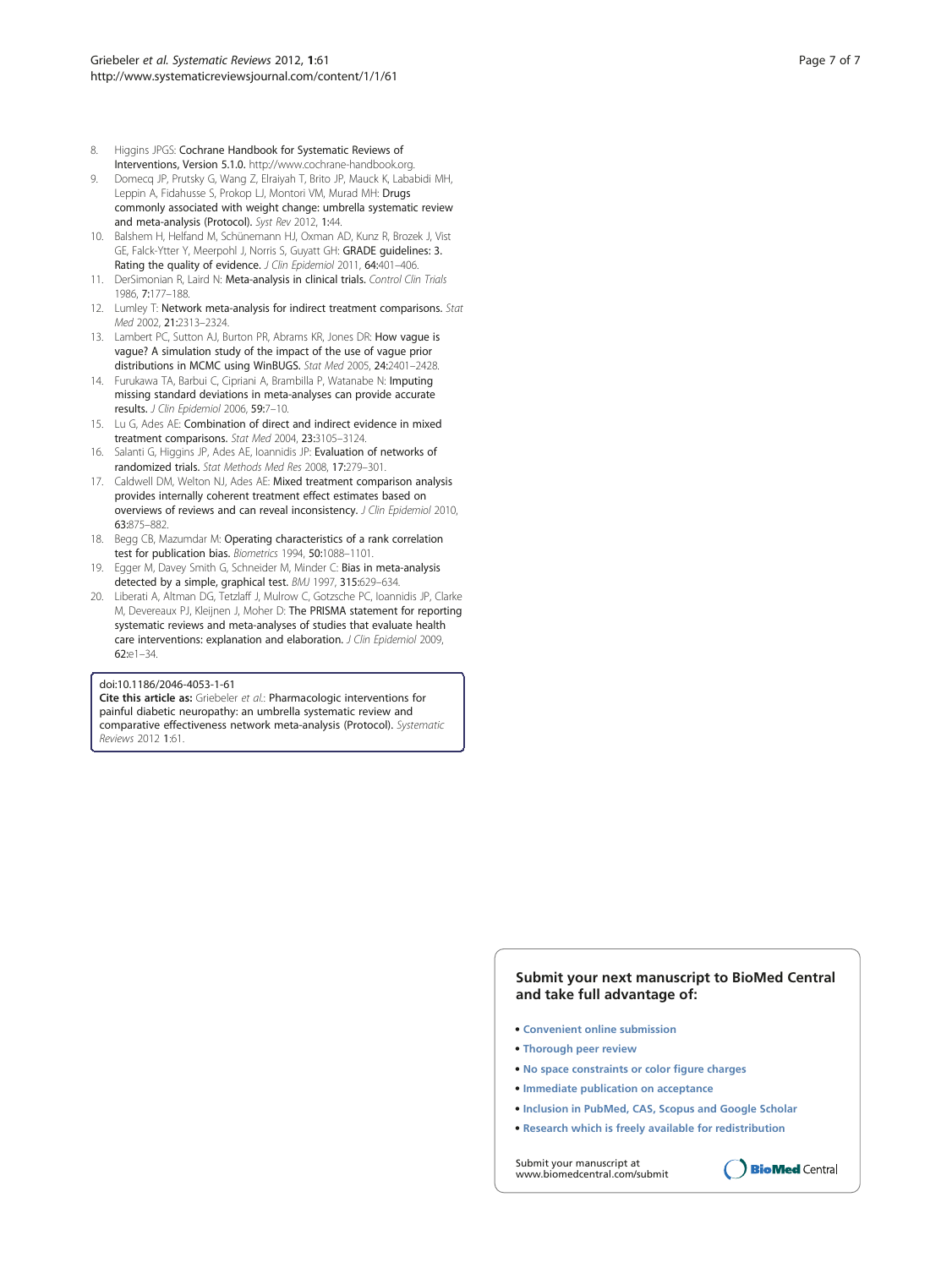8. Higgins JPGS: **Cochrane Handbook for Systematic Reviews of Interventions, Version 5.1.0.** http://www.cochrane-handbook.org.
9. Domecq JP, Prutsky G, Wang Z, Elraiyah T, Brito JP, Mauck K, Lababidi MH, Leppin A, Fidahusse S, Prokop LJ, Montori VM, Murad MH: **Drugs commonly associated with weight change: umbrella systematic review and meta-analysis (Protocol).** *Syst Rev* 2012, **1**:44.
10. Balshem H, Helfand M, Schünemann HJ, Oxman AD, Kunz R, Brozek J, Vist GE, Falck-Ytter Y, Meerpohl J, Norris S, Guyatt GH: **GRADE guidelines: 3. Rating the quality of evidence.** *J Clin Epidemiol* 2011, **64**:401–406.
11. DerSimonian R, Laird N: **Meta-analysis in clinical trials.** *Control Clin Trials* 1986, **7**:177–188.
12. Lumley T: **Network meta-analysis for indirect treatment comparisons.** *Stat Med* 2002, **21**:2313–2324.
13. Lambert PC, Sutton AJ, Burton PR, Abrams KR, Jones DR: **How vague is vague? A simulation study of the impact of the use of vague prior distributions in MCMC using WinBUGS.** *Stat Med* 2005, **24**:2401–2428.
14. Furukawa TA, Barbui C, Cipriani A, Brambilla P, Watanabe N: **Imputing missing standard deviations in meta-analyses can provide accurate results.** *J Clin Epidemiol* 2006, **59**:7–10.
15. Lu G, Ades AE: **Combination of direct and indirect evidence in mixed treatment comparisons.** *Stat Med* 2004, **23**:3105–3124.
16. Salanti G, Higgins JP, Ades AE, Ioannidis JP: **Evaluation of networks of randomized trials.** *Stat Methods Med Res* 2008, **17**:279–301.
17. Caldwell DM, Welton NJ, Ades AE: **Mixed treatment comparison analysis provides internally coherent treatment effect estimates based on overviews of reviews and can reveal inconsistency.** *J Clin Epidemiol* 2010, **63**:875–882.
18. Begg CB, Mazumdar M: **Operating characteristics of a rank correlation test for publication bias.** *Biometrics* 1994, **50**:1088–1101.
19. Egger M, Davey Smith G, Schneider M, Minder C: **Bias in meta-analysis detected by a simple, graphical test.** *BMJ* 1997, **315**:629–634.
20. Liberati A, Altman DG, Tetzlaff J, Mulrow C, Gotzsche PC, Ioannidis JP, Clarke M, Devereaux PJ, Kleijnen J, Moher D: **The PRISMA statement for reporting systematic reviews and meta-analyses of studies that evaluate health care interventions: explanation and elaboration.** *J Clin Epidemiol* 2009, **62**:e1–34.

doi:10.1186/2046-4053-1-61

**Cite this article as:** Griebeler *et al.*: Pharmacologic interventions for painful diabetic neuropathy: an umbrella systematic review and comparative effectiveness network meta-analysis (Protocol). *Systematic Reviews* 2012 **1**:61.

**Submit your next manuscript to BioMed Central and take full advantage of:**

- **Convenient online submission**
- **Thorough peer review**
- **No space constraints or color figure charges**
- **Immediate publication on acceptance**
- **Inclusion in PubMed, CAS, Scopus and Google Scholar**
- **Research which is freely available for redistribution**

Submit your manuscript at www.biomedcentral.com/submit

BioMed Central